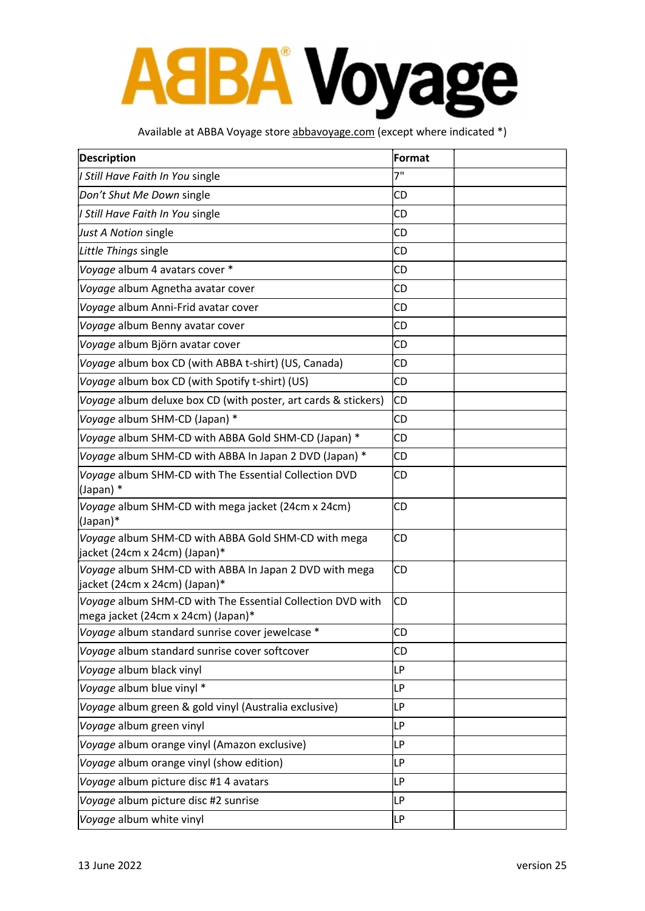# ABBA Voyage

Available at ABBA Voyage store abbavoyage.com (except where indicated *)

| Description | Format | |
|---|---|---|
| *I Still Have Faith In You* single | 7" | |
| *Don't Shut Me Down* single | CD | |
| *I Still Have Faith In You* single | CD | |
| *Just A Notion* single | CD | |
| *Little Things* single | CD | |
| *Voyage* album 4 avatars cover * | CD | |
| *Voyage* album Agnetha avatar cover | CD | |
| *Voyage* album Anni-Frid avatar cover | CD | |
| *Voyage* album Benny avatar cover | CD | |
| *Voyage* album Björn avatar cover | CD | |
| *Voyage* album box CD (with ABBA t-shirt) (US, Canada) | CD | |
| *Voyage* album box CD (with Spotify t-shirt) (US) | CD | |
| *Voyage* album deluxe box CD (with poster, art cards & stickers) | CD | |
| *Voyage* album SHM-CD (Japan) * | CD | |
| *Voyage* album SHM-CD with ABBA Gold SHM-CD (Japan) * | CD | |
| *Voyage* album SHM-CD with ABBA In Japan 2 DVD (Japan) * | CD | |
| *Voyage* album SHM-CD with The Essential Collection DVD (Japan) * | CD | |
| *Voyage* album SHM-CD with mega jacket (24cm x 24cm) (Japan)* | CD | |
| *Voyage* album SHM-CD with ABBA Gold SHM-CD with mega jacket (24cm x 24cm) (Japan)* | CD | |
| *Voyage* album SHM-CD with ABBA In Japan 2 DVD with mega jacket (24cm x 24cm) (Japan)* | CD | |
| *Voyage* album SHM-CD with The Essential Collection DVD with mega jacket (24cm x 24cm) (Japan)* | CD | |
| *Voyage* album standard sunrise cover jewelcase * | CD | |
| *Voyage* album standard sunrise cover softcover | CD | |
| *Voyage* album black vinyl | LP | |
| *Voyage* album blue vinyl * | LP | |
| *Voyage* album green & gold vinyl (Australia exclusive) | LP | |
| *Voyage* album green vinyl | LP | |
| *Voyage* album orange vinyl (Amazon exclusive) | LP | |
| *Voyage* album orange vinyl (show edition) | LP | |
| *Voyage* album picture disc #1 4 avatars | LP | |
| *Voyage* album picture disc #2 sunrise | LP | |
| *Voyage* album white vinyl | LP | |

13 June 2022 version 25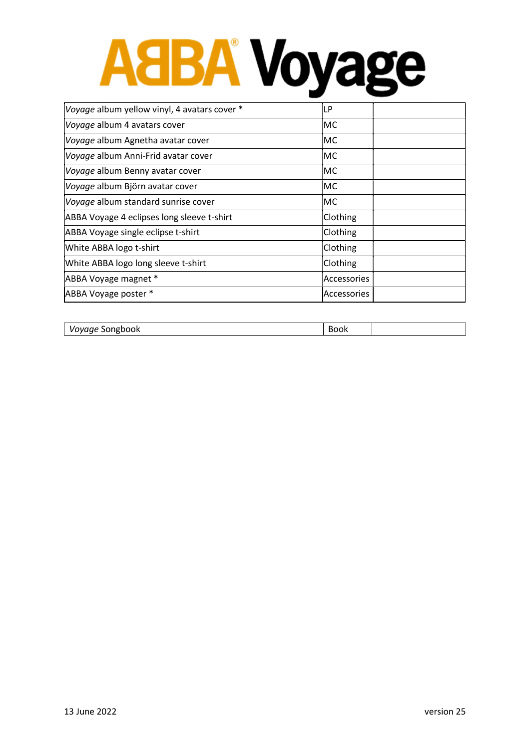# ABBA Voyage

| | | |
|---|---|---|
| *Voyage* album yellow vinyl, 4 avatars cover * | LP | |
| *Voyage* album 4 avatars cover | MC | |
| *Voyage* album Agnetha avatar cover | MC | |
| *Voyage* album Anni-Frid avatar cover | MC | |
| *Voyage* album Benny avatar cover | MC | |
| *Voyage* album Björn avatar cover | MC | |
| *Voyage* album standard sunrise cover | MC | |
| ABBA Voyage 4 eclipses long sleeve t-shirt | Clothing | |
| ABBA Voyage single eclipse t-shirt | Clothing | |
| White ABBA logo t-shirt | Clothing | |
| White ABBA logo long sleeve t-shirt | Clothing | |
| ABBA Voyage magnet * | Accessories | |
| ABBA Voyage poster * | Accessories | |

| | | |
|---|---|---|
| *Voyage* Songbook | Book | |

13 June 2022

version 25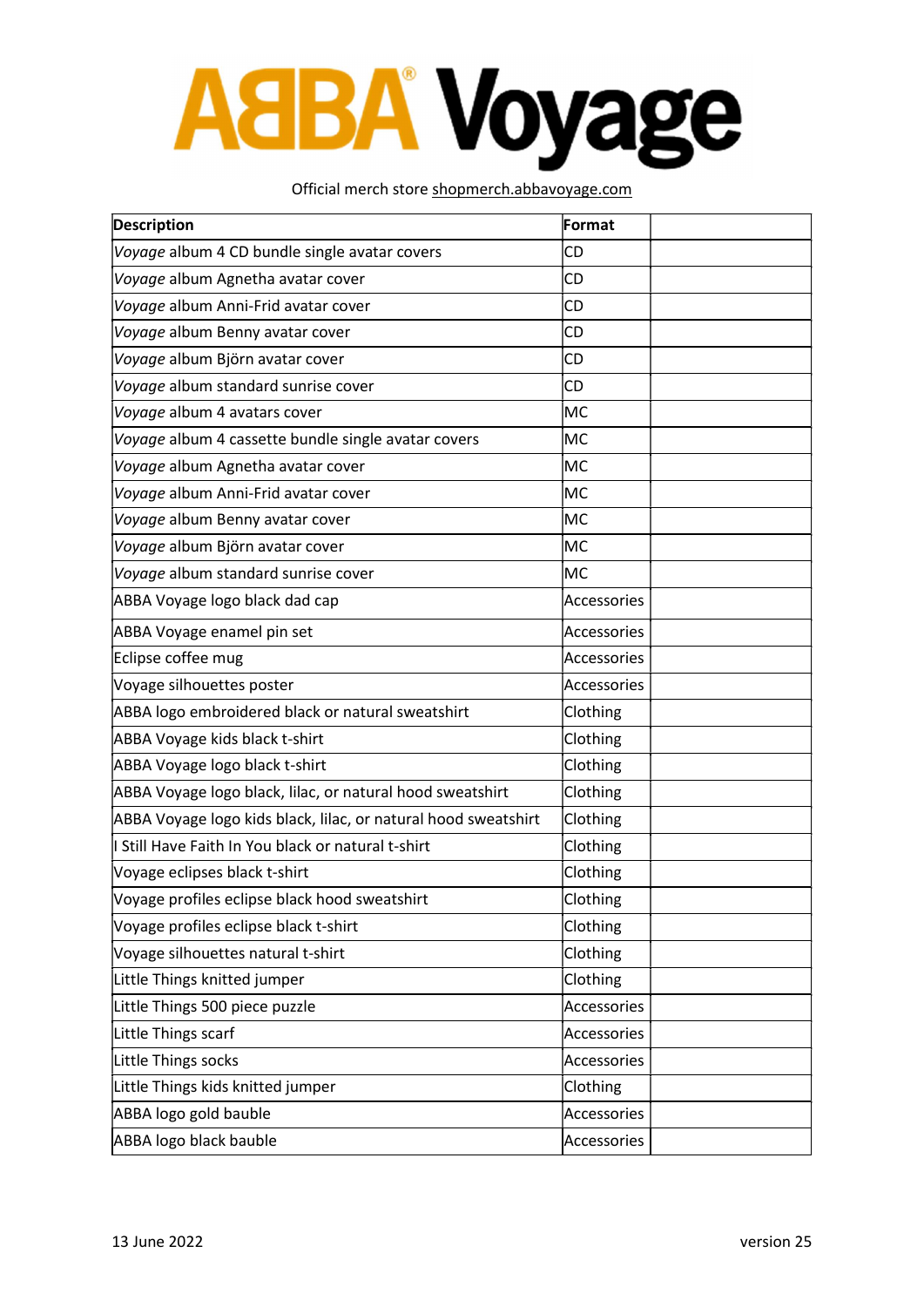# ABBA Voyage

Official merch store shopmerch.abbavoyage.com

| Description | Format | |
|---|---|---|
| *Voyage* album 4 CD bundle single avatar covers | CD | |
| *Voyage* album Agnetha avatar cover | CD | |
| *Voyage* album Anni-Frid avatar cover | CD | |
| *Voyage* album Benny avatar cover | CD | |
| *Voyage* album Björn avatar cover | CD | |
| *Voyage* album standard sunrise cover | CD | |
| *Voyage* album 4 avatars cover | MC | |
| *Voyage* album 4 cassette bundle single avatar covers | MC | |
| *Voyage* album Agnetha avatar cover | MC | |
| *Voyage* album Anni-Frid avatar cover | MC | |
| *Voyage* album Benny avatar cover | MC | |
| *Voyage* album Björn avatar cover | MC | |
| *Voyage* album standard sunrise cover | MC | |
| ABBA Voyage logo black dad cap | Accessories | |
| ABBA Voyage enamel pin set | Accessories | |
| Eclipse coffee mug | Accessories | |
| Voyage silhouettes poster | Accessories | |
| ABBA logo embroidered black or natural sweatshirt | Clothing | |
| ABBA Voyage kids black t-shirt | Clothing | |
| ABBA Voyage logo black t-shirt | Clothing | |
| ABBA Voyage logo black, lilac, or natural hood sweatshirt | Clothing | |
| ABBA Voyage logo kids black, lilac, or natural hood sweatshirt | Clothing | |
| I Still Have Faith In You black or natural t-shirt | Clothing | |
| Voyage eclipses black t-shirt | Clothing | |
| Voyage profiles eclipse black hood sweatshirt | Clothing | |
| Voyage profiles eclipse black t-shirt | Clothing | |
| Voyage silhouettes natural t-shirt | Clothing | |
| Little Things knitted jumper | Clothing | |
| Little Things 500 piece puzzle | Accessories | |
| Little Things scarf | Accessories | |
| Little Things socks | Accessories | |
| Little Things kids knitted jumper | Clothing | |
| ABBA logo gold bauble | Accessories | |
| ABBA logo black bauble | Accessories | |

13 June 2022 version 25